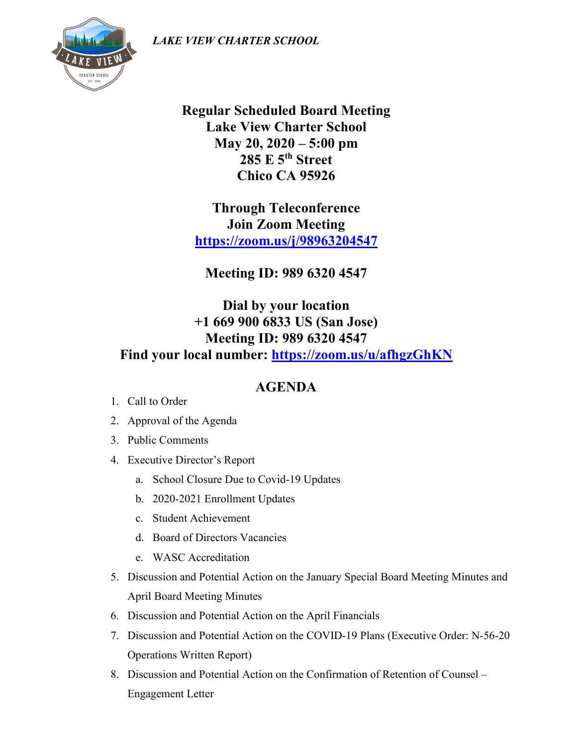*LAKE VIEW CHARTER SCHOOL*

**Regular Scheduled Board Meeting**
**Lake View Charter School**
**May 20, 2020 – 5:00 pm**
**285 E 5th Street**
**Chico CA 95926**

**Through Teleconference**
**Join Zoom Meeting**
**https://zoom.us/j/98963204547**

**Meeting ID: 989 6320 4547**

**Dial by your location**
**+1 669 900 6833 US (San Jose)**
**Meeting ID: 989 6320 4547**
**Find your local number: https://zoom.us/u/afhgzGhKN**

## AGENDA

1. Call to Order
2. Approval of the Agenda
3. Public Comments
4. Executive Director's Report
   a. School Closure Due to Covid-19 Updates
   b. 2020-2021 Enrollment Updates
   c. Student Achievement
   d. Board of Directors Vacancies
   e. WASC Accreditation
5. Discussion and Potential Action on the January Special Board Meeting Minutes and April Board Meeting Minutes
6. Discussion and Potential Action on the April Financials
7. Discussion and Potential Action on the COVID-19 Plans (Executive Order: N-56-20 Operations Written Report)
8. Discussion and Potential Action on the Confirmation of Retention of Counsel – Engagement Letter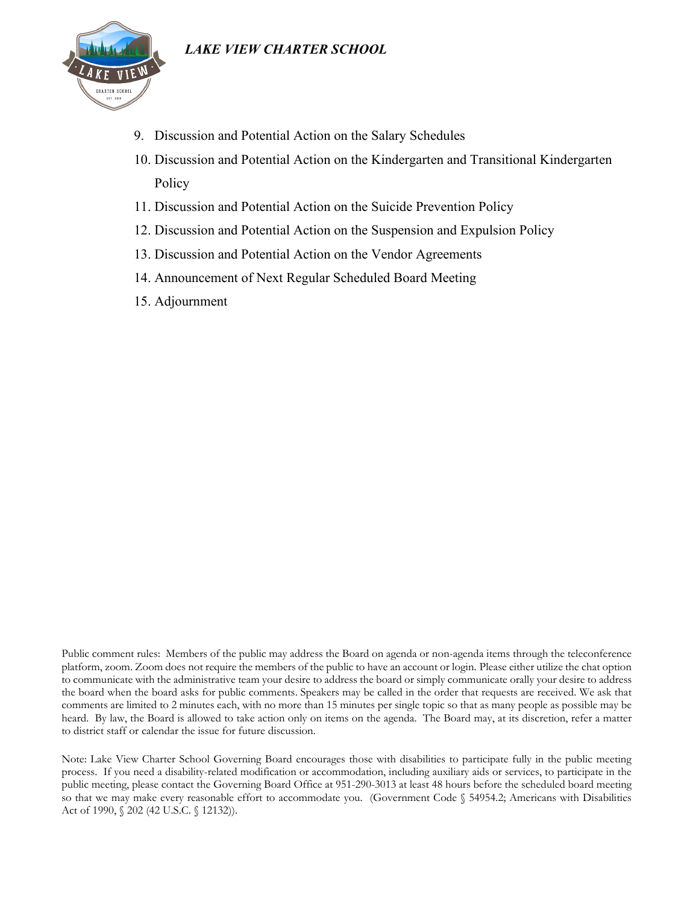*LAKE VIEW CHARTER SCHOOL*

9. Discussion and Potential Action on the Salary Schedules
10. Discussion and Potential Action on the Kindergarten and Transitional Kindergarten Policy
11. Discussion and Potential Action on the Suicide Prevention Policy
12. Discussion and Potential Action on the Suspension and Expulsion Policy
13. Discussion and Potential Action on the Vendor Agreements
14. Announcement of Next Regular Scheduled Board Meeting
15. Adjournment

Public comment rules: Members of the public may address the Board on agenda or non-agenda items through the teleconference platform, zoom. Zoom does not require the members of the public to have an account or login. Please either utilize the chat option to communicate with the administrative team your desire to address the board or simply communicate orally your desire to address the board when the board asks for public comments. Speakers may be called in the order that requests are received. We ask that comments are limited to 2 minutes each, with no more than 15 minutes per single topic so that as many people as possible may be heard. By law, the Board is allowed to take action only on items on the agenda. The Board may, at its discretion, refer a matter to district staff or calendar the issue for future discussion.

Note: Lake View Charter School Governing Board encourages those with disabilities to participate fully in the public meeting process. If you need a disability-related modification or accommodation, including auxiliary aids or services, to participate in the public meeting, please contact the Governing Board Office at 951-290-3013 at least 48 hours before the scheduled board meeting so that we may make every reasonable effort to accommodate you. (Government Code § 54954.2; Americans with Disabilities Act of 1990, § 202 (42 U.S.C. § 12132)).